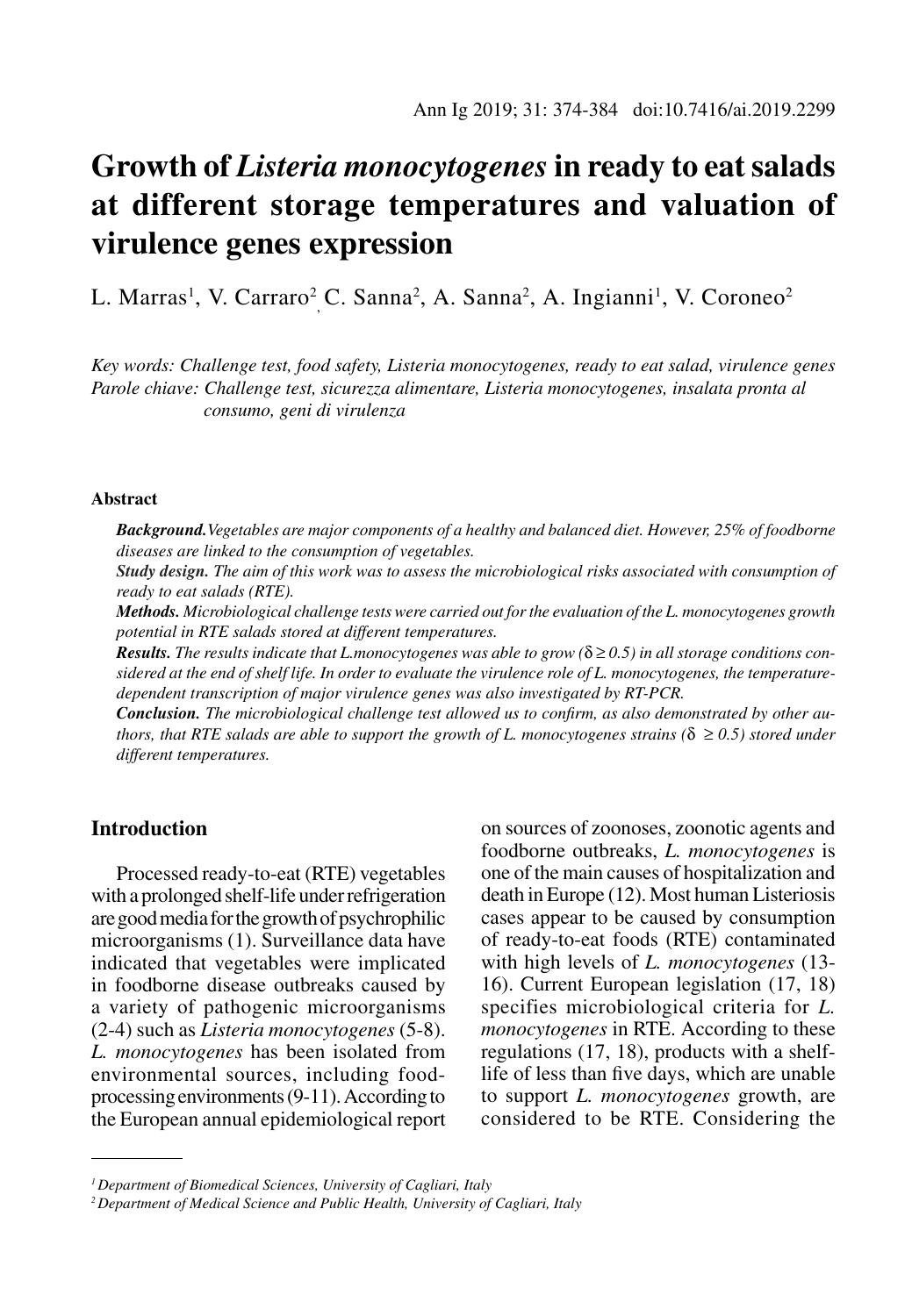# Growth of *Listeria monocytogenes* in ready to eat salads at different storage temperatures and valuation of virulence genes expression

L. Marras[1], V. Carraro[2], C. Sanna[2], A. Sanna[2], A. Ingianni[1], V. Coroneo[2]

*Key words: Challenge test, food safety, Listeria monocytogenes, ready to eat salad, virulence genes*
*Parole chiave: Challenge test, sicurezza alimentare, Listeria monocytogenes, insalata pronta al consumo, geni di virulenza*

#### Abstract

***Background.*** *Vegetables are major components of a healthy and balanced diet. However, 25% of foodborne diseases are linked to the consumption of vegetables.*

***Study design.*** *The aim of this work was to assess the microbiological risks associated with consumption of ready to eat salads (RTE).*

***Methods.*** *Microbiological challenge tests were carried out for the evaluation of the L. monocytogenes growth potential in RTE salads stored at different temperatures.*

***Results.*** *The results indicate that L.monocytogenes was able to grow ($\delta \geq 0.5$) in all storage conditions considered at the end of shelf life. In order to evaluate the virulence role of L. monocytogenes, the temperature-dependent transcription of major virulence genes was also investigated by RT-PCR.*

***Conclusion.*** *The microbiological challenge test allowed us to confirm, as also demonstrated by other authors, that RTE salads are able to support the growth of L. monocytogenes strains ($\delta \geq 0.5$) stored under different temperatures.*

## Introduction

Processed ready-to-eat (RTE) vegetables with a prolonged shelf-life under refrigeration are good media for the growth of psychrophilic microorganisms (1). Surveillance data have indicated that vegetables were implicated in foodborne disease outbreaks caused by a variety of pathogenic microorganisms (2-4) such as *Listeria monocytogenes* (5-8). *L. monocytogenes* has been isolated from environmental sources, including food-processing environments (9-11). According to the European annual epidemiological report on sources of zoonoses, zoonotic agents and foodborne outbreaks, *L. monocytogenes* is one of the main causes of hospitalization and death in Europe (12). Most human Listeriosis cases appear to be caused by consumption of ready-to-eat foods (RTE) contaminated with high levels of *L. monocytogenes* (13-16). Current European legislation (17, 18) specifies microbiological criteria for *L. monocytogenes* in RTE. According to these regulations (17, 18), products with a shelf-life of less than five days, which are unable to support *L. monocytogenes* growth, are considered to be RTE. Considering the

---

[1] *Department of Biomedical Sciences, University of Cagliari, Italy*

[2] *Department of Medical Science and Public Health, University of Cagliari, Italy*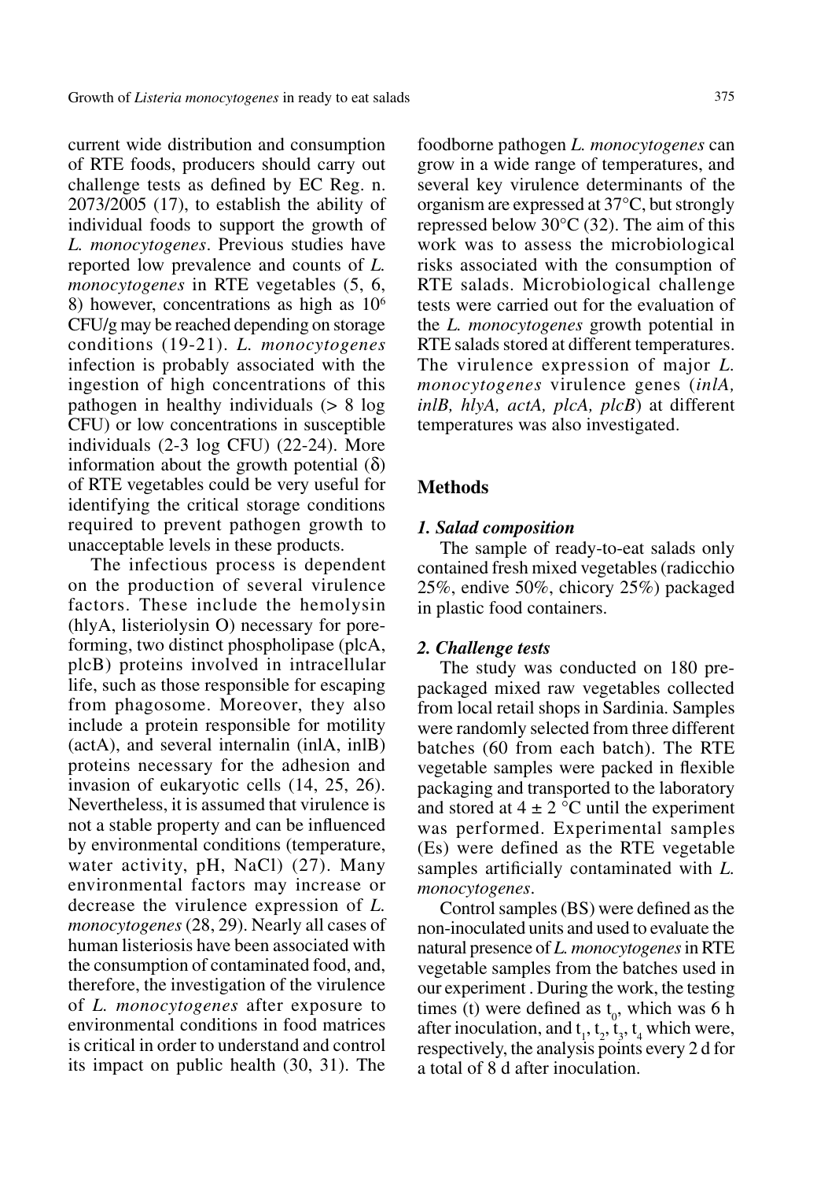current wide distribution and consumption of RTE foods, producers should carry out challenge tests as defined by EC Reg. n. 2073/2005 (17), to establish the ability of individual foods to support the growth of *L. monocytogenes*. Previous studies have reported low prevalence and counts of *L. monocytogenes* in RTE vegetables (5, 6, 8) however, concentrations as high as $10^6$ CFU/g may be reached depending on storage conditions (19-21). *L. monocytogenes* infection is probably associated with the ingestion of high concentrations of this pathogen in healthy individuals (> 8 log CFU) or low concentrations in susceptible individuals (2-3 log CFU) (22-24). More information about the growth potential ($\delta$) of RTE vegetables could be very useful for identifying the critical storage conditions required to prevent pathogen growth to unacceptable levels in these products.

The infectious process is dependent on the production of several virulence factors. These include the hemolysin (hlyA, listeriolysin O) necessary for pore-forming, two distinct phospholipase (plcA, plcB) proteins involved in intracellular life, such as those responsible for escaping from phagosome. Moreover, they also include a protein responsible for motility (actA), and several internalin (inlA, inlB) proteins necessary for the adhesion and invasion of eukaryotic cells (14, 25, 26). Nevertheless, it is assumed that virulence is not a stable property and can be influenced by environmental conditions (temperature, water activity, pH, NaCl) (27). Many environmental factors may increase or decrease the virulence expression of *L. monocytogenes* (28, 29). Nearly all cases of human listeriosis have been associated with the consumption of contaminated food, and, therefore, the investigation of the virulence of *L. monocytogenes* after exposure to environmental conditions in food matrices is critical in order to understand and control its impact on public health (30, 31). The foodborne pathogen *L. monocytogenes* can grow in a wide range of temperatures, and several key virulence determinants of the organism are expressed at 37°C, but strongly repressed below 30°C (32). The aim of this work was to assess the microbiological risks associated with the consumption of RTE salads. Microbiological challenge tests were carried out for the evaluation of the *L. monocytogenes* growth potential in RTE salads stored at different temperatures. The virulence expression of major *L. monocytogenes* virulence genes (*inlA, inlB, hlyA, actA, plcA, plcB*) at different temperatures was also investigated.

## Methods

### *1. Salad composition*

The sample of ready-to-eat salads only contained fresh mixed vegetables (radicchio 25%, endive 50%, chicory 25%) packaged in plastic food containers.

### *2. Challenge tests*

The study was conducted on 180 pre-packaged mixed raw vegetables collected from local retail shops in Sardinia. Samples were randomly selected from three different batches (60 from each batch). The RTE vegetable samples were packed in flexible packaging and transported to the laboratory and stored at 4 ± 2 °C until the experiment was performed. Experimental samples (Es) were defined as the RTE vegetable samples artificially contaminated with *L. monocytogenes*.

Control samples (BS) were defined as the non-inoculated units and used to evaluate the natural presence of *L. monocytogenes* in RTE vegetable samples from the batches used in our experiment . During the work, the testing times (t) were defined as $t_0$, which was 6 h after inoculation, and $t_1$, $t_2$, $t_3$, $t_4$ which were, respectively, the analysis points every 2 d for a total of 8 d after inoculation.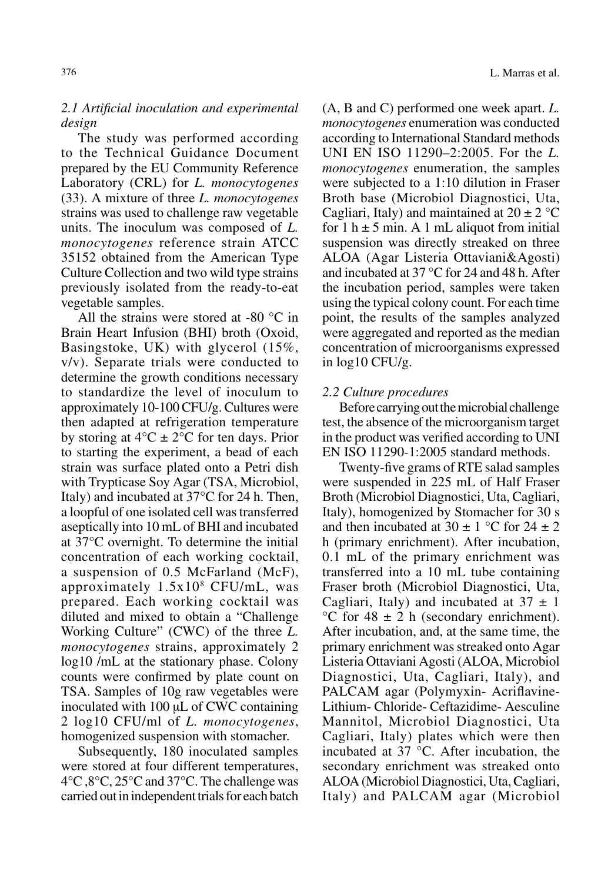### *2.1 Artificial inoculation and experimental design*

The study was performed according to the Technical Guidance Document prepared by the EU Community Reference Laboratory (CRL) for *L. monocytogenes* (33). A mixture of three *L. monocytogenes* strains was used to challenge raw vegetable units. The inoculum was composed of *L. monocytogenes* reference strain ATCC 35152 obtained from the American Type Culture Collection and two wild type strains previously isolated from the ready-to-eat vegetable samples.

All the strains were stored at -80 °C in Brain Heart Infusion (BHI) broth (Oxoid, Basingstoke, UK) with glycerol (15%, v/v). Separate trials were conducted to determine the growth conditions necessary to standardize the level of inoculum to approximately 10-100 CFU/g. Cultures were then adapted at refrigeration temperature by storing at 4°C ± 2°C for ten days. Prior to starting the experiment, a bead of each strain was surface plated onto a Petri dish with Trypticase Soy Agar (TSA, Microbiol, Italy) and incubated at 37°C for 24 h. Then, a loopful of one isolated cell was transferred aseptically into 10 mL of BHI and incubated at 37°C overnight. To determine the initial concentration of each working cocktail, a suspension of 0.5 McFarland (McF), approximately $1.5x10^8$ CFU/mL, was prepared. Each working cocktail was diluted and mixed to obtain a "Challenge Working Culture" (CWC) of the three *L. monocytogenes* strains, approximately 2 log10 /mL at the stationary phase. Colony counts were confirmed by plate count on TSA. Samples of 10g raw vegetables were inoculated with 100 μL of CWC containing 2 log10 CFU/ml of *L. monocytogenes*, homogenized suspension with stomacher.

Subsequently, 180 inoculated samples were stored at four different temperatures, 4°C ,8°C, 25°C and 37°C. The challenge was carried out in independent trials for each batch (A, B and C) performed one week apart. *L. monocytogenes* enumeration was conducted according to International Standard methods UNI EN ISO 11290–2:2005. For the *L. monocytogenes* enumeration, the samples were subjected to a 1:10 dilution in Fraser Broth base (Microbiol Diagnostici, Uta, Cagliari, Italy) and maintained at 20 ± 2 °C for 1 h ± 5 min. A 1 mL aliquot from initial suspension was directly streaked on three ALOA (Agar Listeria Ottaviani&Agosti) and incubated at 37 °C for 24 and 48 h. After the incubation period, samples were taken using the typical colony count. For each time point, the results of the samples analyzed were aggregated and reported as the median concentration of microorganisms expressed in log10 CFU/g.

### *2.2 Culture procedures*

Before carrying out the microbial challenge test, the absence of the microorganism target in the product was verified according to UNI EN ISO 11290-1:2005 standard methods.

Twenty-five grams of RTE salad samples were suspended in 225 mL of Half Fraser Broth (Microbiol Diagnostici, Uta, Cagliari, Italy), homogenized by Stomacher for 30 s and then incubated at 30 ± 1 °C for 24 ± 2 h (primary enrichment). After incubation, 0.1 mL of the primary enrichment was transferred into a 10 mL tube containing Fraser broth (Microbiol Diagnostici, Uta, Cagliari, Italy) and incubated at 37 ± 1 °C for 48 ± 2 h (secondary enrichment). After incubation, and, at the same time, the primary enrichment was streaked onto Agar Listeria Ottaviani Agosti (ALOA, Microbiol Diagnostici, Uta, Cagliari, Italy), and PALCAM agar (Polymyxin- Acriflavine-Lithium- Chloride- Ceftazidime- Aesculine Mannitol, Microbiol Diagnostici, Uta Cagliari, Italy) plates which were then incubated at 37 °C. After incubation, the secondary enrichment was streaked onto ALOA (Microbiol Diagnostici, Uta, Cagliari, Italy) and PALCAM agar (Microbiol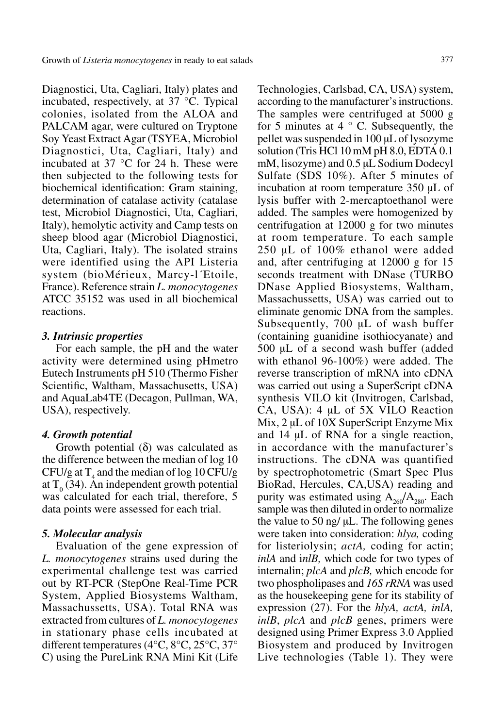Diagnostici, Uta, Cagliari, Italy) plates and incubated, respectively, at 37 °C. Typical colonies, isolated from the ALOA and PALCAM agar, were cultured on Tryptone Soy Yeast Extract Agar (TSYEA, Microbiol Diagnostici, Uta, Cagliari, Italy) and incubated at 37 °C for 24 h. These were then subjected to the following tests for biochemical identification: Gram staining, determination of catalase activity (catalase test, Microbiol Diagnostici, Uta, Cagliari, Italy), hemolytic activity and Camp tests on sheep blood agar (Microbiol Diagnostici, Uta, Cagliari, Italy). The isolated strains were identified using the API Listeria system (bioMérieux, Marcy-l´Etoile, France). Reference strain *L. monocytogenes* ATCC 35152 was used in all biochemical reactions.

### *3. Intrinsic properties*

For each sample, the pH and the water activity were determined using pHmetro Eutech Instruments pH 510 (Thermo Fisher Scientific, Waltham, Massachusetts, USA) and AquaLab4TE (Decagon, Pullman, WA, USA), respectively.

### *4. Growth potential*

Growth potential (δ) was calculated as the difference between the median of log 10 CFU/g at $T_4$ and the median of log 10 CFU/g at $T_0$ (34). An independent growth potential was calculated for each trial, therefore, 5 data points were assessed for each trial.

### *5. Molecular analysis*

Evaluation of the gene expression of *L. monocytogenes* strains used during the experimental challenge test was carried out by RT-PCR (StepOne Real-Time PCR System, Applied Biosystems Waltham, Massachussetts, USA). Total RNA was extracted from cultures of *L. monocytogenes* in stationary phase cells incubated at different temperatures (4°C, 8°C, 25°C, 37° C) using the PureLink RNA Mini Kit (Life Technologies, Carlsbad, CA, USA) system, according to the manufacturer's instructions. The samples were centrifuged at 5000 g for 5 minutes at 4 ° C. Subsequently, the pellet was suspended in 100 µL of lysozyme solution (Tris HCl 10 mM pH 8.0, EDTA 0.1 mM, lisozyme) and 0.5 µL Sodium Dodecyl Sulfate (SDS 10%). After 5 minutes of incubation at room temperature 350 µL of lysis buffer with 2-mercaptoethanol were added. The samples were homogenized by centrifugation at 12000 g for two minutes at room temperature. To each sample 250 µL of 100% ethanol were added and, after centrifuging at 12000 g for 15 seconds treatment with DNase (TURBO DNase Applied Biosystems, Waltham, Massachussetts, USA) was carried out to eliminate genomic DNA from the samples. Subsequently, 700 µL of wash buffer (containing guanidine isothiocyanate) and 500 µL of a second wash buffer (added with ethanol 96-100%) were added. The reverse transcription of mRNA into cDNA was carried out using a SuperScript cDNA synthesis VILO kit (Invitrogen, Carlsbad, CA, USA): 4 µL of 5X VILO Reaction Mix, 2 µL of 10X SuperScript Enzyme Mix and 14 µL of RNA for a single reaction, in accordance with the manufacturer's instructions. The cDNA was quantified by spectrophotometric (Smart Spec Plus BioRad, Hercules, CA,USA) reading and purity was estimated using $A_{260}/A_{280}$. Each sample was then diluted in order to normalize the value to 50 ng/ µL. The following genes were taken into consideration: *hlya,* coding for listeriolysin; *actA,* coding for actin; *inlA* and i*nlB,* which code for two types of internalin; *plcA* and *plcB,* which encode for two phospholipases and *16S rRNA* was used as the housekeeping gene for its stability of expression (27). For the *hlyA, actA, inlA, inlB*, *plcA* and *plcB* genes, primers were designed using Primer Express 3.0 Applied Biosystem and produced by Invitrogen Live technologies (Table 1). They were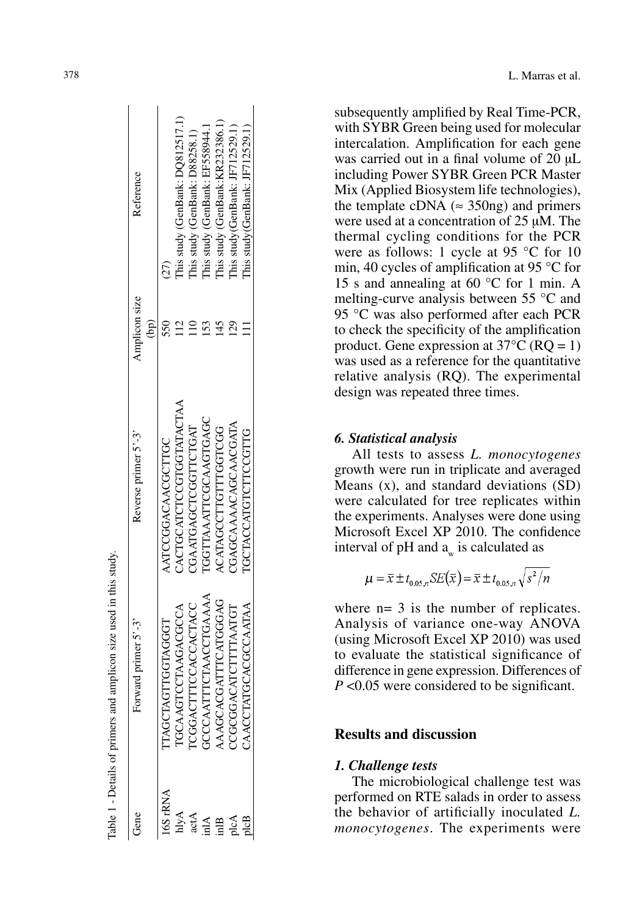Table 1 - Details of primers and amplicon size used in this study.

| Gene | Forward primer 5'-3' | Reverse primer 5'-3' | Amplicon size (bp) | Reference |
| --- | --- | --- | --- | --- |
| 16S rRNA | TTAGCTAGTTGGTAGGGT | AATCCGGACAACGCTTGC | 550 | (27) |
| hlyA | TGCAAGTCCTAAGACGCCA | CACTGCATCTCCGTGGTATACTAA | 112 | This study (GenBank: DQ812517.1) |
| actA | TCGGACTTTCCACCACTACC | CGAATGAGCTCGGTTCTGAT | 110 | This study (GenBank: D88258.1) |
| inlA | GCCCAATTTCTAACCTGAAA | TGGTTAAATTCGCAAGTGAGC | 153 | This study (GenBank: EF558944.1 |
| inlB | AAAGCACGATTTCATGGGAG | ACATAGCCTTGTTTGGTCGG | 145 | This study (GenBank: KR232386.1) |
| plcA | CCGCGGACATCTTTTAATGT | CGAGCAAAACAGCAACGATA | 129 | This study(GenBank: JF712529.1) |
| plcB | CAACCTATGCACGCCAATAA | TGCTACCATGTCTTCCGTTG | 111 | This study(GenBank: JF712529.1) |

subsequently amplified by Real Time-PCR, with SYBR Green being used for molecular intercalation. Amplification for each gene was carried out in a final volume of 20 μL including Power SYBR Green PCR Master Mix (Applied Biosystem life technologies), the template cDNA (≈ 350ng) and primers were used at a concentration of 25 μM. The thermal cycling conditions for the PCR were as follows: 1 cycle at 95 °C for 10 min, 40 cycles of amplification at 95 °C for 15 s and annealing at 60 °C for 1 min. A melting-curve analysis between 55 °C and 95 °C was also performed after each PCR to check the specificity of the amplification product. Gene expression at 37°C (RQ = 1) was used as a reference for the quantitative relative analysis (RQ). The experimental design was repeated three times.

### *6. Statistical analysis*

All tests to assess *L. monocytogenes* growth were run in triplicate and averaged Means (x), and standard deviations (SD) were calculated for tree replicates within the experiments. Analyses were done using Microsoft Excel XP 2010. The confidence interval of pH and $a_w$ is calculated as

$$\mu = \bar{x} \pm t_{0.05,n} SE(\bar{x}) = \bar{x} \pm t_{0.05,n} \sqrt{s^2/n}$$

where n= 3 is the number of replicates. Analysis of variance one-way ANOVA (using Microsoft Excel XP 2010) was used to evaluate the statistical significance of difference in gene expression. Differences of $P < 0.05$ were considered to be significant.

## Results and discussion

### *1. Challenge tests*

The microbiological challenge test was performed on RTE salads in order to assess the behavior of artificially inoculated *L. monocytogenes*. The experiments were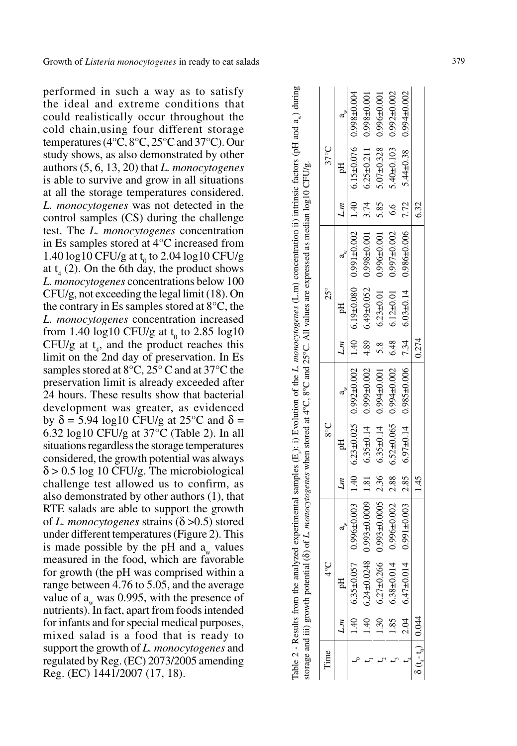performed in such a way as to satisfy the ideal and extreme conditions that could realistically occur throughout the cold chain,using four different storage temperatures (4°C, 8°C, 25°C and 37°C). Our study shows, as also demonstrated by other authors (5, 6, 13, 20) that *L. monocytogenes* is able to survive and grow in all situations at all the storage temperatures considered. *L. monocytogenes* was not detected in the control samples (CS) during the challenge test. The *L. monocytogenes* concentration in Es samples stored at 4°C increased from 1.40 log10 CFU/g at $t_0$ to 2.04 log10 CFU/g at $t_4$ (2). On the 6th day, the product shows *L. monocytogenes* concentrations below 100 CFU/g, not exceeding the legal limit (18). On the contrary in Es samples stored at 8°C, the *L. monocytogenes* concentration increased from 1.40 log10 CFU/g at $t_0$ to 2.85 log10 CFU/g at $t_4$, and the product reaches this limit on the 2nd day of preservation. In Es samples stored at 8°C, 25° C and at 37°C the preservation limit is already exceeded after 24 hours. These results show that bacterial development was greater, as evidenced by $\delta$ = 5.94 log10 CFU/g at 25°C and $\delta$ = 6.32 log10 CFU/g at 37°C (Table 2). In all situations regardless the storage temperatures considered, the growth potential was always $\delta > 0.5$ log 10 CFU/g. The microbiological challenge test allowed us to confirm, as also demonstrated by other authors (1), that RTE salads are able to support the growth of *L. monocytogenes* strains ($\delta > 0.5$) stored under different temperatures (Figure 2). This is made possible by the pH and $a_w$ values measured in the food, which are favorable for growth (the pH was comprised within a range between 4.76 to 5.05, and the average value of $a_w$ was 0.995, with the presence of nutrients). In fact, apart from foods intended for infants and for special medical purposes, mixed salad is a food that is ready to support the growth of *L. monocytogenes* and regulated by Reg. (EC) 2073/2005 amending Reg. (EC) 1441/2007 (17, 18).

Table 2 - Results from the analyzed experimental samples ($E_s$): i) Evolution of the *L. monocytogenes* (L.m) concentration ii) intrinsic factors (pH and $a_w$) during storage and iii) growth potential ($\delta$) of *L. monocytogenes* when stored at 4°C, 8°C and 25°C. All values are expressed as median log10 CFU/g.

| Time | 4°C | | | 8°C | | | 25° | | | 37°C | | |
|---|---|---|---|---|---|---|---|---|---|---|---|---|
| | *L.m* | pH | $a_w$ | *Lm* | pH | $a_w$ | *L.m* | pH | $a_w$ | *L.m* | pH | $a_w$ |
| $t_0$ | 1.40 | 6.35±0.057 | 0.996±0.003 | 1.40 | 6.23±0.025 | 0.992±0.002 | 1.40 | 6.19±0.080 | 0.991±0.002 | 1.40 | 6.15±0.076 | 0.998±0.004 |
| $t_1$ | 1.40 | 6.24±0.0248 | 0.993±0.0009 | 1.81 | 6.35±0.14 | 0.999±0.002 | 4.89 | 6.49±0.052 | 0.998±0.001 | 3.74 | 6.25±0.211 | 0.998±0.001 |
| $t_2$ | 1.30 | 6.27±0.266 | 0.993±0.0005 | 2.36 | 6.35±0.14 | 0.994±0.001 | 5.8 | 6.23±0.01 | 0.996±0.001 | 5.85 | 5.07±0.328 | 0.996±0.001 |
| $t_3$ | 1.85 | 6.38±0.014 | 0.996±0.002 | 2.88 | 6.52±0.065 | 0.994±0.002 | 6.48 | 6.12±0.01 | 0.997±0.002 | 6.6 | 5.40±0.103 | 0.992±0.002 |
| $t_4$ | 2.04 | 6.47±0.014 | 0.991±0.003 | 2.85 | 6.97±0.14 | 0.985±0.006 | 7.34 | 6.03±0.14 | 0.986±0.006 | 7.72 | 5.44±0.38 | 0.994±0.002 |
| $\delta$ ($t_4$- $t_0$) | 0.044 | | | 1.45 | | | 0.274 | | | 6.32 | | |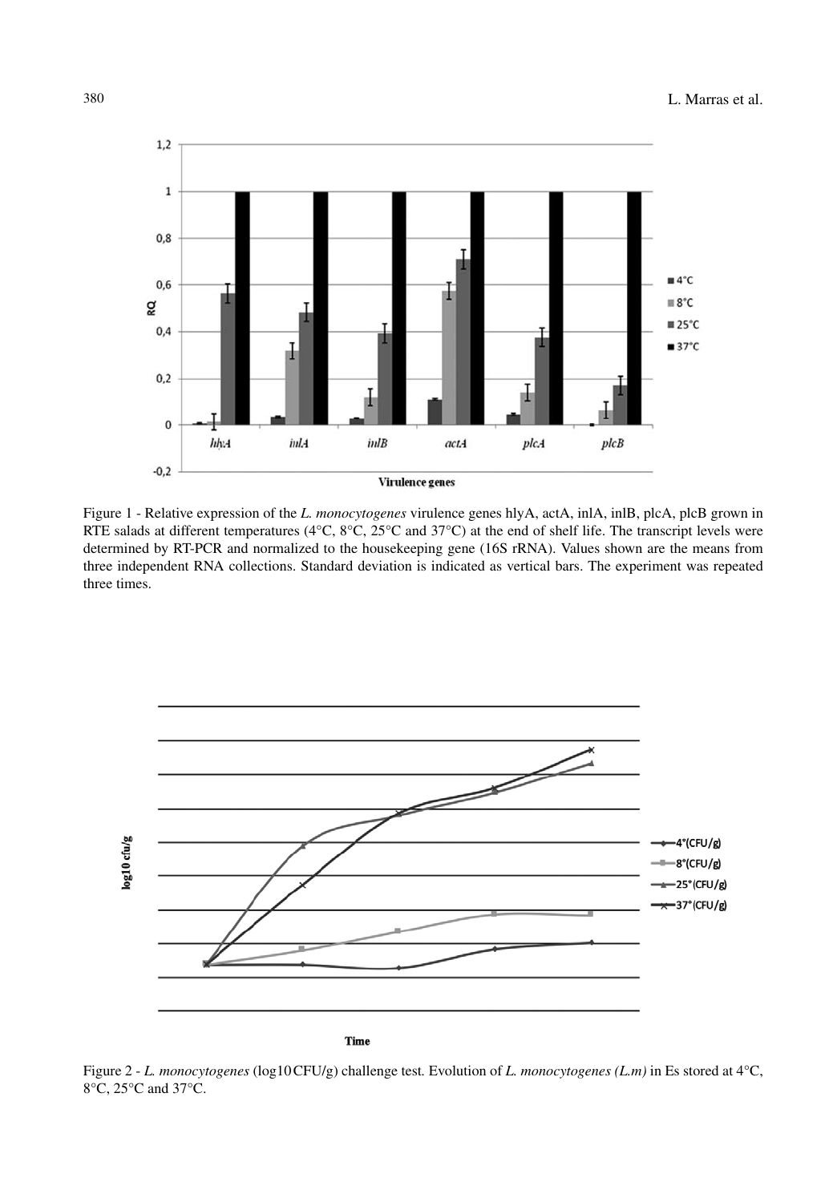Figure 1 - Relative expression of the *L. monocytogenes* virulence genes hlyA, actA, inlA, inlB, plcA, plcB grown in RTE salads at different temperatures (4°C, 8°C, 25°C and 37°C) at the end of shelf life. The transcript levels were determined by RT-PCR and normalized to the housekeeping gene (16S rRNA). Values shown are the means from three independent RNA collections. Standard deviation is indicated as vertical bars. The experiment was repeated three times.

Figure 2 - *L. monocytogenes* (log10 CFU/g) challenge test. Evolution of *L. monocytogenes (L.m)* in Es stored at 4°C, 8°C, 25°C and 37°C.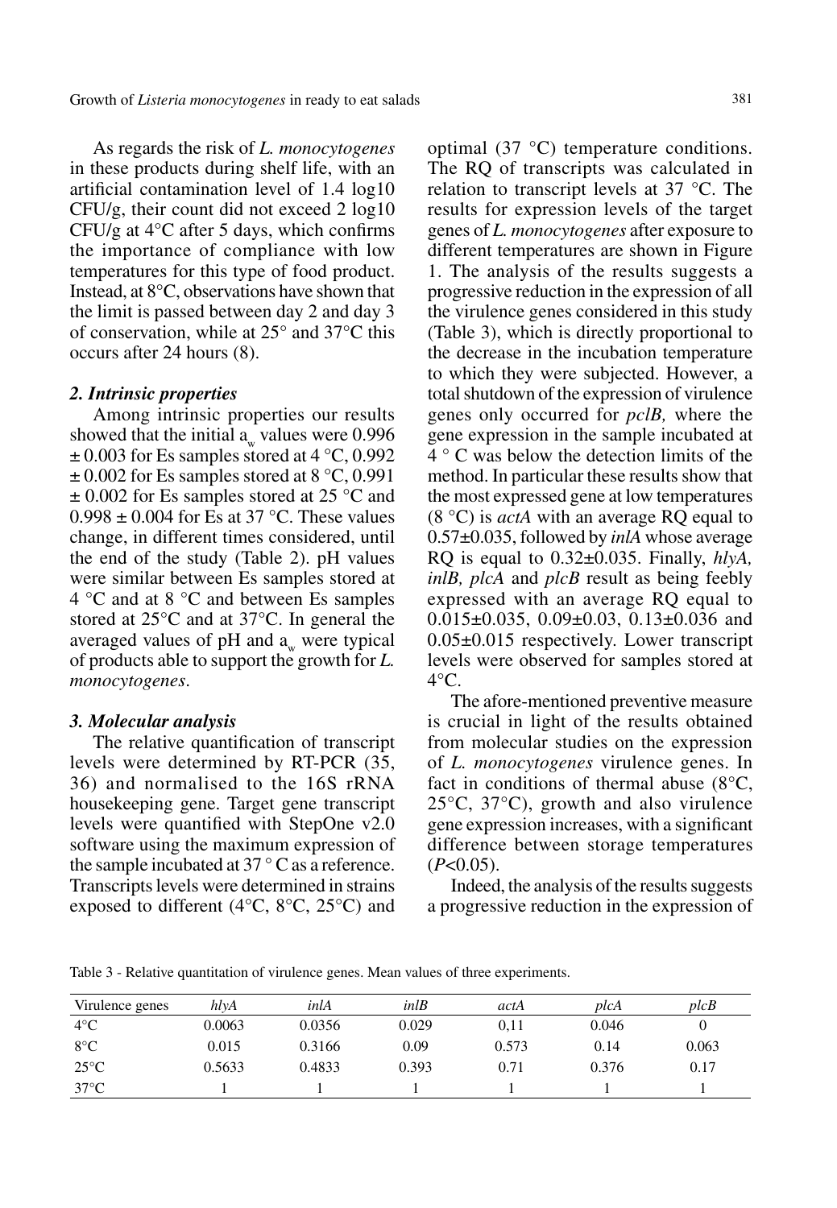As regards the risk of *L. monocytogenes* in these products during shelf life, with an artificial contamination level of 1.4 log10 CFU/g, their count did not exceed 2 log10 CFU/g at 4°C after 5 days, which confirms the importance of compliance with low temperatures for this type of food product. Instead, at 8°C, observations have shown that the limit is passed between day 2 and day 3 of conservation, while at 25° and 37°C this occurs after 24 hours (8).

### 2. Intrinsic properties

Among intrinsic properties our results showed that the initial $a_w$ values were 0.996 ± 0.003 for Es samples stored at 4 °C, 0.992 ± 0.002 for Es samples stored at 8 °C, 0.991 ± 0.002 for Es samples stored at 25 °C and 0.998 ± 0.004 for Es at 37 °C. These values change, in different times considered, until the end of the study (Table 2). pH values were similar between Es samples stored at 4 °C and at 8 °C and between Es samples stored at 25°C and at 37°C. In general the averaged values of pH and $a_w$ were typical of products able to support the growth for *L. monocytogenes*.

### 3. Molecular analysis

The relative quantification of transcript levels were determined by RT-PCR (35, 36) and normalised to the 16S rRNA housekeeping gene. Target gene transcript levels were quantified with StepOne v2.0 software using the maximum expression of the sample incubated at 37 ° C as a reference. Transcripts levels were determined in strains exposed to different (4°C, 8°C, 25°C) and optimal (37 °C) temperature conditions. The RQ of transcripts was calculated in relation to transcript levels at 37 °C. The results for expression levels of the target genes of *L. monocytogenes* after exposure to different temperatures are shown in Figure 1. The analysis of the results suggests a progressive reduction in the expression of all the virulence genes considered in this study (Table 3), which is directly proportional to the decrease in the incubation temperature to which they were subjected. However, a total shutdown of the expression of virulence genes only occurred for *pclB,* where the gene expression in the sample incubated at 4 ° C was below the detection limits of the method. In particular these results show that the most expressed gene at low temperatures (8 °C) is *actA* with an average RQ equal to 0.57±0.035, followed by *inlA* whose average RQ is equal to 0.32±0.035. Finally, *hlyA, inlB, plcA* and *plcB* result as being feebly expressed with an average RQ equal to 0.015±0.035, 0.09±0.03, 0.13±0.036 and 0.05±0.015 respectively. Lower transcript levels were observed for samples stored at 4°C.

The afore-mentioned preventive measure is crucial in light of the results obtained from molecular studies on the expression of *L. monocytogenes* virulence genes. In fact in conditions of thermal abuse (8°C, 25°C, 37°C), growth and also virulence gene expression increases, with a significant difference between storage temperatures ($P<0.05$).

Indeed, the analysis of the results suggests a progressive reduction in the expression of

Table 3 - Relative quantitation of virulence genes. Mean values of three experiments.

| Virulence genes | *hlyA* | *inlA* | *inlB* | *actA* | *plcA* | *plcB* |
|---|---|---|---|---|---|---|
| 4°C | 0.0063 | 0.0356 | 0.029 | 0,11 | 0.046 | 0 |
| 8°C | 0.015 | 0.3166 | 0.09 | 0.573 | 0.14 | 0.063 |
| 25°C | 0.5633 | 0.4833 | 0.393 | 0.71 | 0.376 | 0.17 |
| 37°C | 1 | 1 | 1 | 1 | 1 | 1 |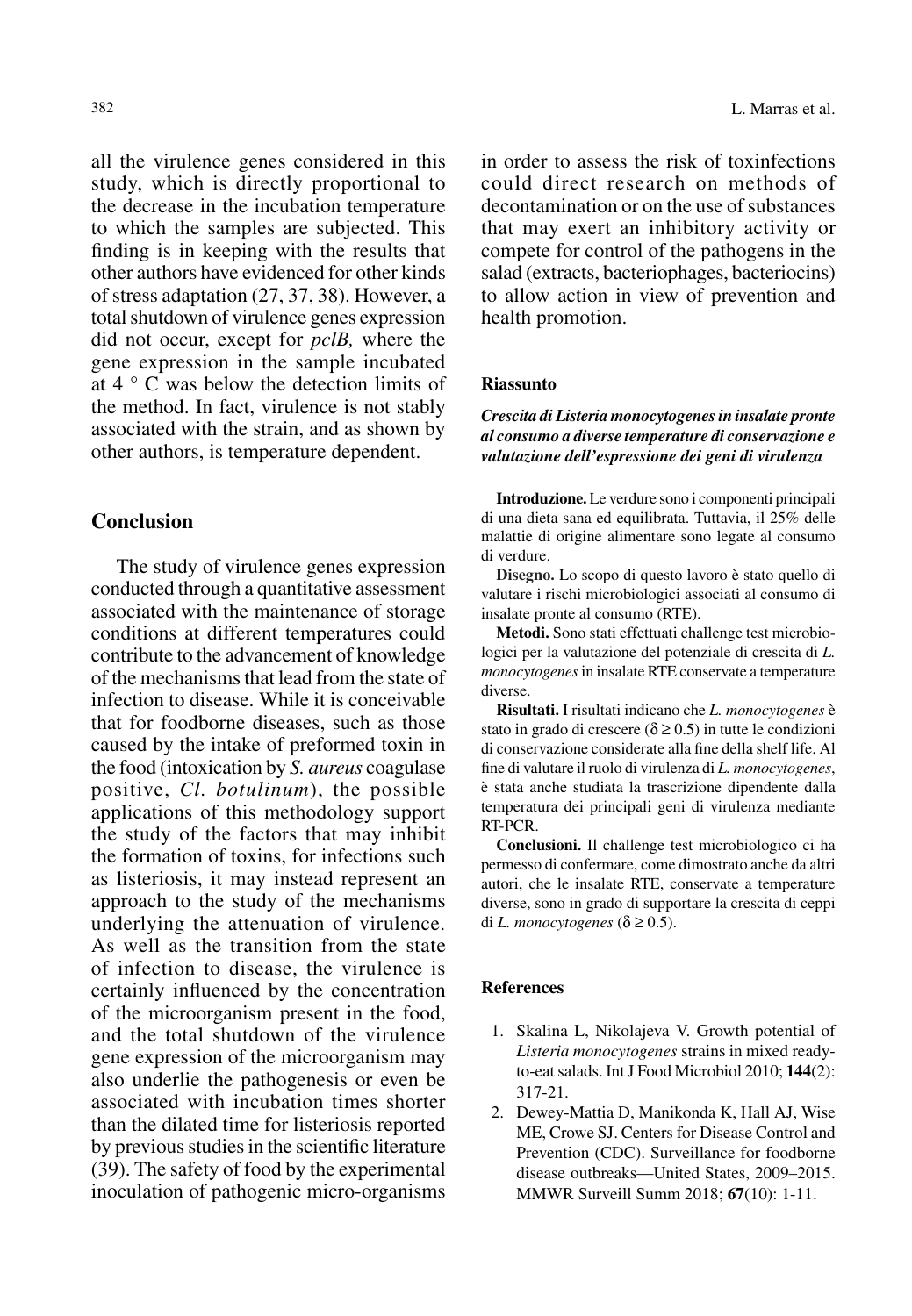all the virulence genes considered in this study, which is directly proportional to the decrease in the incubation temperature to which the samples are subjected. This finding is in keeping with the results that other authors have evidenced for other kinds of stress adaptation (27, 37, 38). However, a total shutdown of virulence genes expression did not occur, except for *pclB,* where the gene expression in the sample incubated at 4 ° C was below the detection limits of the method. In fact, virulence is not stably associated with the strain, and as shown by other authors, is temperature dependent.

## Conclusion

The study of virulence genes expression conducted through a quantitative assessment associated with the maintenance of storage conditions at different temperatures could contribute to the advancement of knowledge of the mechanisms that lead from the state of infection to disease. While it is conceivable that for foodborne diseases, such as those caused by the intake of preformed toxin in the food (intoxication by *S. aureus* coagulase positive, *Cl. botulinum*), the possible applications of this methodology support the study of the factors that may inhibit the formation of toxins, for infections such as listeriosis, it may instead represent an approach to the study of the mechanisms underlying the attenuation of virulence. As well as the transition from the state of infection to disease, the virulence is certainly influenced by the concentration of the microorganism present in the food, and the total shutdown of the virulence gene expression of the microorganism may also underlie the pathogenesis or even be associated with incubation times shorter than the dilated time for listeriosis reported by previous studies in the scientific literature (39). The safety of food by the experimental inoculation of pathogenic micro-organisms in order to assess the risk of toxinfections could direct research on methods of decontamination or on the use of substances that may exert an inhibitory activity or compete for control of the pathogens in the salad (extracts, bacteriophages, bacteriocins) to allow action in view of prevention and health promotion.

### Riassunto

***Crescita di Listeria monocytogenes in insalate pronte al consumo a diverse temperature di conservazione e valutazione dell'espressione dei geni di virulenza***

**Introduzione.** Le verdure sono i componenti principali di una dieta sana ed equilibrata. Tuttavia, il 25% delle malattie di origine alimentare sono legate al consumo di verdure.

**Disegno.** Lo scopo di questo lavoro è stato quello di valutare i rischi microbiologici associati al consumo di insalate pronte al consumo (RTE).

**Metodi.** Sono stati effettuati challenge test microbiologici per la valutazione del potenziale di crescita di *L. monocytogenes* in insalate RTE conservate a temperature diverse.

**Risultati.** I risultati indicano che *L. monocytogenes* è stato in grado di crescere ($\delta \geq 0.5$) in tutte le condizioni di conservazione considerate alla fine della shelf life. Al fine di valutare il ruolo di virulenza di *L. monocytogenes*, è stata anche studiata la trascrizione dipendente dalla temperatura dei principali geni di virulenza mediante RT-PCR.

**Conclusioni.** Il challenge test microbiologico ci ha permesso di confermare, come dimostrato anche da altri autori, che le insalate RTE, conservate a temperature diverse, sono in grado di supportare la crescita di ceppi di *L. monocytogenes* ($\delta \geq 0.5$).

### References

1. Skalina L, Nikolajeva V. Growth potential of *Listeria monocytogenes* strains in mixed ready-to-eat salads. Int J Food Microbiol 2010; **144**(2): 317-21.
2. Dewey-Mattia D, Manikonda K, Hall AJ, Wise ME, Crowe SJ. Centers for Disease Control and Prevention (CDC). Surveillance for foodborne disease outbreaks—United States, 2009–2015. MMWR Surveill Summ 2018; **67**(10): 1-11.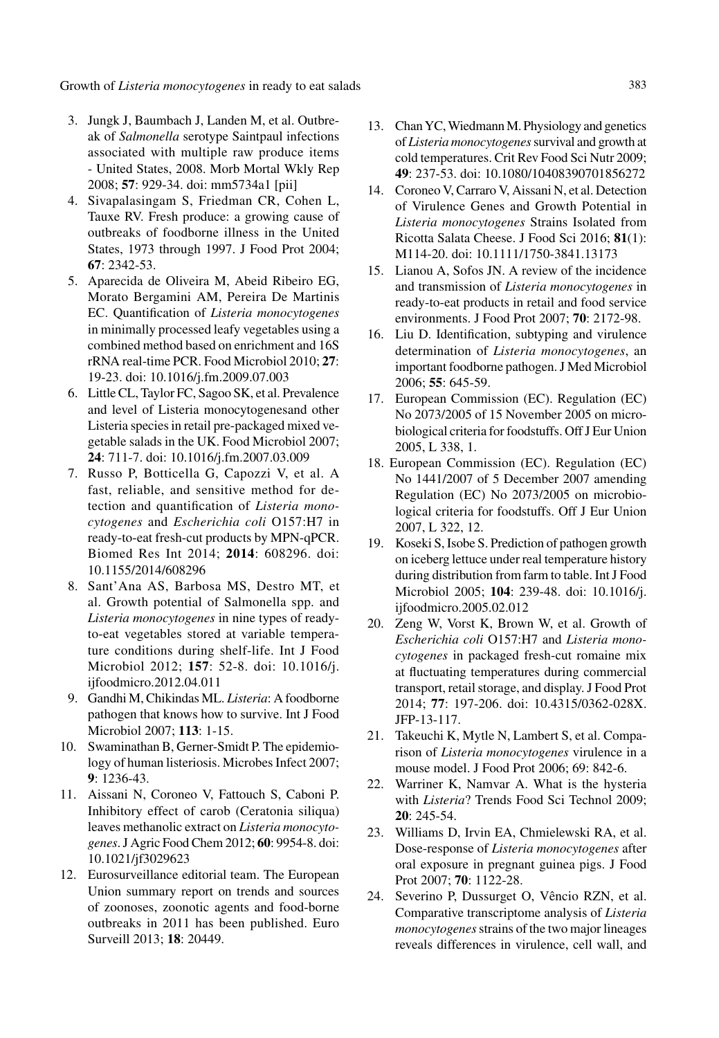3. Jungk J, Baumbach J, Landen M, et al. Outbreak of *Salmonella* serotype Saintpaul infections associated with multiple raw produce items - United States, 2008. Morb Mortal Wkly Rep 2008; **57**: 929-34. doi: mm5734a1 [pii]
4. Sivapalasingam S, Friedman CR, Cohen L, Tauxe RV. Fresh produce: a growing cause of outbreaks of foodborne illness in the United States, 1973 through 1997. J Food Prot 2004; **67**: 2342-53.
5. Aparecida de Oliveira M, Abeid Ribeiro EG, Morato Bergamini AM, Pereira De Martinis EC. Quantification of *Listeria monocytogenes* in minimally processed leafy vegetables using a combined method based on enrichment and 16S rRNA real-time PCR. Food Microbiol 2010; **27**: 19-23. doi: 10.1016/j.fm.2009.07.003
6. Little CL, Taylor FC, Sagoo SK, et al. Prevalence and level of Listeria monocytogenesand other Listeria species in retail pre-packaged mixed vegetable salads in the UK. Food Microbiol 2007; **24**: 711-7. doi: 10.1016/j.fm.2007.03.009
7. Russo P, Botticella G, Capozzi V, et al. A fast, reliable, and sensitive method for detection and quantification of *Listeria monocytogenes* and *Escherichia coli* O157:H7 in ready-to-eat fresh-cut products by MPN-qPCR. Biomed Res Int 2014; **2014**: 608296. doi: 10.1155/2014/608296
8. Sant'Ana AS, Barbosa MS, Destro MT, et al. Growth potential of Salmonella spp. and *Listeria monocytogenes* in nine types of ready-to-eat vegetables stored at variable temperature conditions during shelf-life. Int J Food Microbiol 2012; **157**: 52-8. doi: 10.1016/j.ijfoodmicro.2012.04.011
9. Gandhi M, Chikindas ML. *Listeria*: A foodborne pathogen that knows how to survive. Int J Food Microbiol 2007; **113**: 1-15.
10. Swaminathan B, Gerner-Smidt P. The epidemiology of human listeriosis. Microbes Infect 2007; **9**: 1236-43.
11. Aissani N, Coroneo V, Fattouch S, Caboni P. Inhibitory effect of carob (Ceratonia siliqua) leaves methanolic extract on *Listeria monocytogenes*. J Agric Food Chem 2012; **60**: 9954-8. doi: 10.1021/jf3029623
12. Eurosurveillance editorial team. The European Union summary report on trends and sources of zoonoses, zoonotic agents and food-borne outbreaks in 2011 has been published. Euro Surveill 2013; **18**: 20449.
13. Chan YC, Wiedmann M. Physiology and genetics of *Listeria monocytogenes* survival and growth at cold temperatures. Crit Rev Food Sci Nutr 2009; **49**: 237-53. doi: 10.1080/10408390701856272
14. Coroneo V, Carraro V, Aissani N, et al. Detection of Virulence Genes and Growth Potential in *Listeria monocytogenes* Strains Isolated from Ricotta Salata Cheese. J Food Sci 2016; **81**(1): M114-20. doi: 10.1111/1750-3841.13173
15. Lianou A, Sofos JN. A review of the incidence and transmission of *Listeria monocytogenes* in ready-to-eat products in retail and food service environments. J Food Prot 2007; **70**: 2172-98.
16. Liu D. Identification, subtyping and virulence determination of *Listeria monocytogenes*, an important foodborne pathogen. J Med Microbiol 2006; **55**: 645-59.
17. European Commission (EC). Regulation (EC) No 2073/2005 of 15 November 2005 on microbiological criteria for foodstuffs. Off J Eur Union 2005, L 338, 1.
18. European Commission (EC). Regulation (EC) No 1441/2007 of 5 December 2007 amending Regulation (EC) No 2073/2005 on microbiological criteria for foodstuffs. Off J Eur Union 2007, L 322, 12.
19. Koseki S, Isobe S. Prediction of pathogen growth on iceberg lettuce under real temperature history during distribution from farm to table. Int J Food Microbiol 2005; **104**: 239-48. doi: 10.1016/j.ijfoodmicro.2005.02.012
20. Zeng W, Vorst K, Brown W, et al. Growth of *Escherichia coli* O157:H7 and *Listeria monocytogenes* in packaged fresh-cut romaine mix at fluctuating temperatures during commercial transport, retail storage, and display. J Food Prot 2014; **77**: 197-206. doi: 10.4315/0362-028X.JFP-13-117.
21. Takeuchi K, Mytle N, Lambert S, et al. Comparison of *Listeria monocytogenes* virulence in a mouse model. J Food Prot 2006; 69: 842-6.
22. Warriner K, Namvar A. What is the hysteria with *Listeria*? Trends Food Sci Technol 2009; **20**: 245-54.
23. Williams D, Irvin EA, Chmielewski RA, et al. Dose-response of *Listeria monocytogenes* after oral exposure in pregnant guinea pigs. J Food Prot 2007; **70**: 1122-28.
24. Severino P, Dussurget O, Vêncio RZN, et al. Comparative transcriptome analysis of *Listeria monocytogenes* strains of the two major lineages reveals differences in virulence, cell wall, and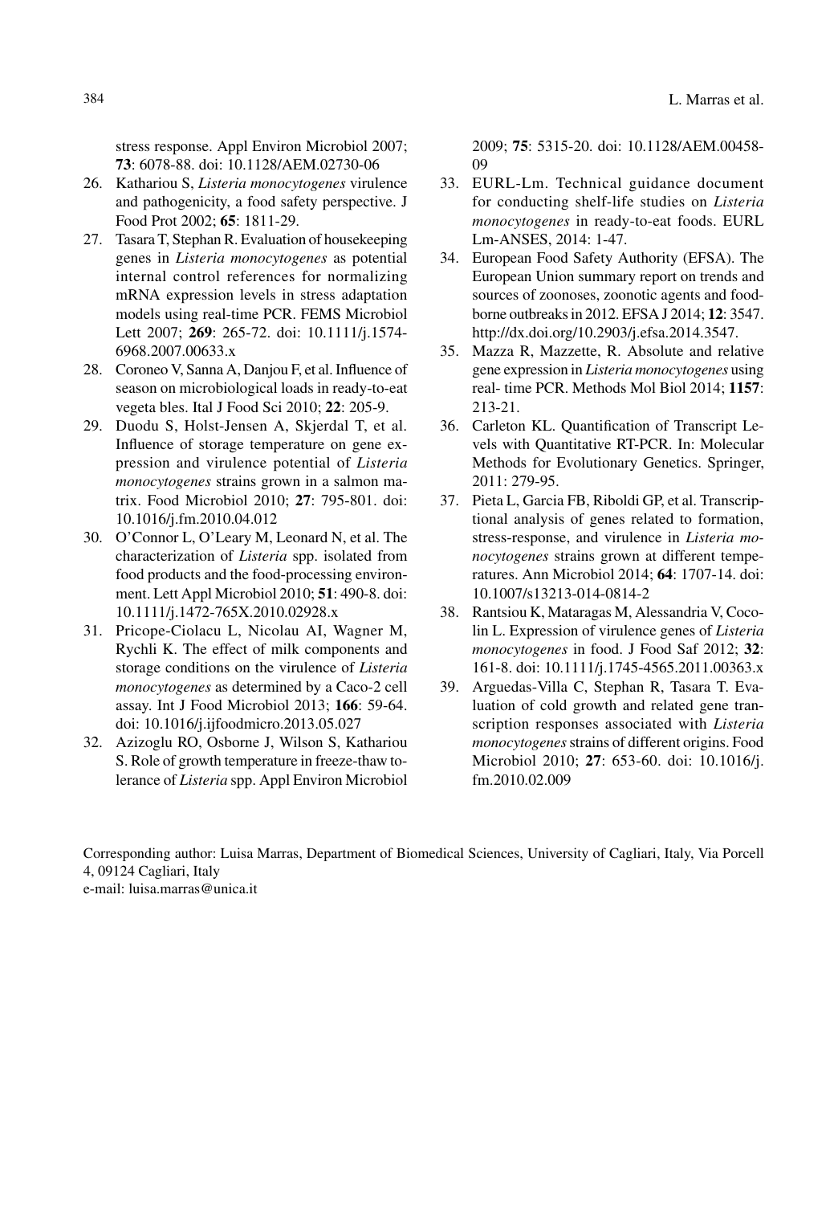stress response. Appl Environ Microbiol 2007; **73**: 6078-88. doi: 10.1128/AEM.02730-06

26. Kathariou S, *Listeria monocytogenes* virulence and pathogenicity, a food safety perspective. J Food Prot 2002; **65**: 1811-29.
27. Tasara T, Stephan R. Evaluation of housekeeping genes in *Listeria monocytogenes* as potential internal control references for normalizing mRNA expression levels in stress adaptation models using real-time PCR. FEMS Microbiol Lett 2007; **269**: 265-72. doi: 10.1111/j.1574-6968.2007.00633.x
28. Coroneo V, Sanna A, Danjou F, et al. Influence of season on microbiological loads in ready-to-eat vegeta bles. Ital J Food Sci 2010; **22**: 205-9.
29. Duodu S, Holst-Jensen A, Skjerdal T, et al. Influence of storage temperature on gene expression and virulence potential of *Listeria monocytogenes* strains grown in a salmon matrix. Food Microbiol 2010; **27**: 795-801. doi: 10.1016/j.fm.2010.04.012
30. O'Connor L, O'Leary M, Leonard N, et al. The characterization of *Listeria* spp. isolated from food products and the food-processing environment. Lett Appl Microbiol 2010; **51**: 490-8. doi: 10.1111/j.1472-765X.2010.02928.x
31. Pricope-Ciolacu L, Nicolau AI, Wagner M, Rychli K. The effect of milk components and storage conditions on the virulence of *Listeria monocytogenes* as determined by a Caco-2 cell assay. Int J Food Microbiol 2013; **166**: 59-64. doi: 10.1016/j.ijfoodmicro.2013.05.027
32. Azizoglu RO, Osborne J, Wilson S, Kathariou S. Role of growth temperature in freeze-thaw tolerance of *Listeria* spp. Appl Environ Microbiol 2009; **75**: 5315-20. doi: 10.1128/AEM.00458-09
33. EURL-Lm. Technical guidance document for conducting shelf-life studies on *Listeria monocytogenes* in ready-to-eat foods. EURL Lm-ANSES, 2014: 1-47.
34. European Food Safety Authority (EFSA). The European Union summary report on trends and sources of zoonoses, zoonotic agents and food-borne outbreaks in 2012. EFSA J 2014; **12**: 3547. http://dx.doi.org/10.2903/j.efsa.2014.3547.
35. Mazza R, Mazzette, R. Absolute and relative gene expression in *Listeria monocytogenes* using real- time PCR. Methods Mol Biol 2014; **1157**: 213-21.
36. Carleton KL. Quantification of Transcript Levels with Quantitative RT-PCR. In: Molecular Methods for Evolutionary Genetics. Springer, 2011: 279-95.
37. Pieta L, Garcia FB, Riboldi GP, et al. Transcriptional analysis of genes related to formation, stress-response, and virulence in *Listeria monocytogenes* strains grown at different temperatures. Ann Microbiol 2014; **64**: 1707-14. doi: 10.1007/s13213-014-0814-2
38. Rantsiou K, Mataragas M, Alessandria V, Cocolin L. Expression of virulence genes of *Listeria monocytogenes* in food. J Food Saf 2012; **32**: 161-8. doi: 10.1111/j.1745-4565.2011.00363.x
39. Arguedas-Villa C, Stephan R, Tasara T. Evaluation of cold growth and related gene transcription responses associated with *Listeria monocytogenes* strains of different origins. Food Microbiol 2010; **27**: 653-60. doi: 10.1016/j.fm.2010.02.009

Corresponding author: Luisa Marras, Department of Biomedical Sciences, University of Cagliari, Italy, Via Porcell 4, 09124 Cagliari, Italy
e-mail: luisa.marras@unica.it